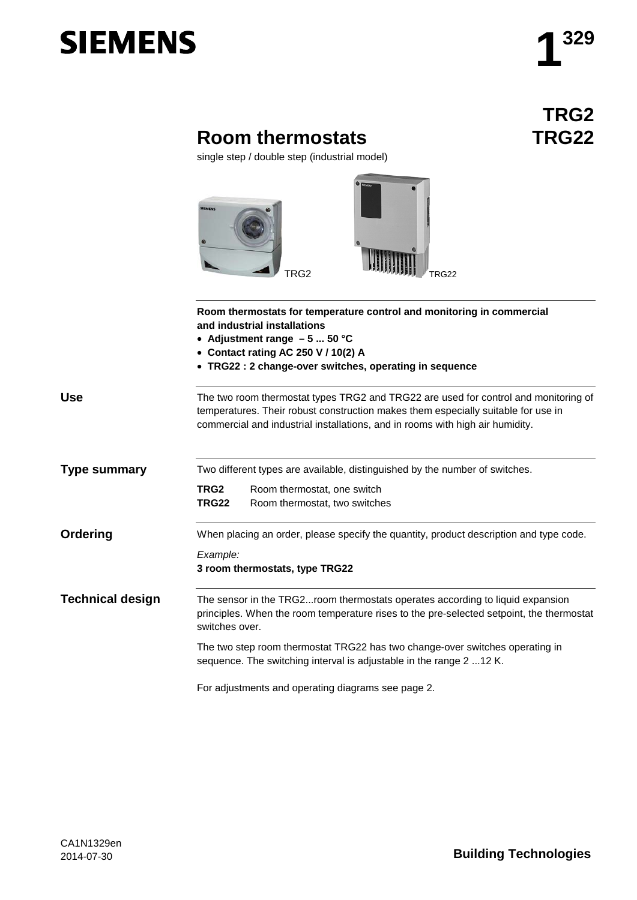# Room thermostats

**TRG2**
**TRG22**

single step / double step (industrial model)

TRG2 TRG22

**Room thermostats for temperature control and monitoring in commercial and industrial installations**

- **Adjustment range – 5 ... 50 °C**
- **Contact rating AC 250 V / 10(2) A**
- **TRG22 : 2 change-over switches, operating in sequence**

## Use

The two room thermostat types TRG2 and TRG22 are used for control and monitoring of temperatures. Their robust construction makes them especially suitable for use in commercial and industrial installations, and in rooms with high air humidity.

## Type summary

Two different types are available, distinguished by the number of switches.

| | |
|---|---|
| **TRG2** | Room thermostat, one switch |
| **TRG22** | Room thermostat, two switches |

## Ordering

When placing an order, please specify the quantity, product description and type code.

*Example:*
**3 room thermostats, type TRG22**

## Technical design

The sensor in the TRG2...room thermostats operates according to liquid expansion principles. When the room temperature rises to the pre-selected setpoint, the thermostat switches over.

The two step room thermostat TRG22 has two change-over switches operating in sequence. The switching interval is adjustable in the range 2 ...12 K.

For adjustments and operating diagrams see page 2.

CA1N1329en
2014-07-30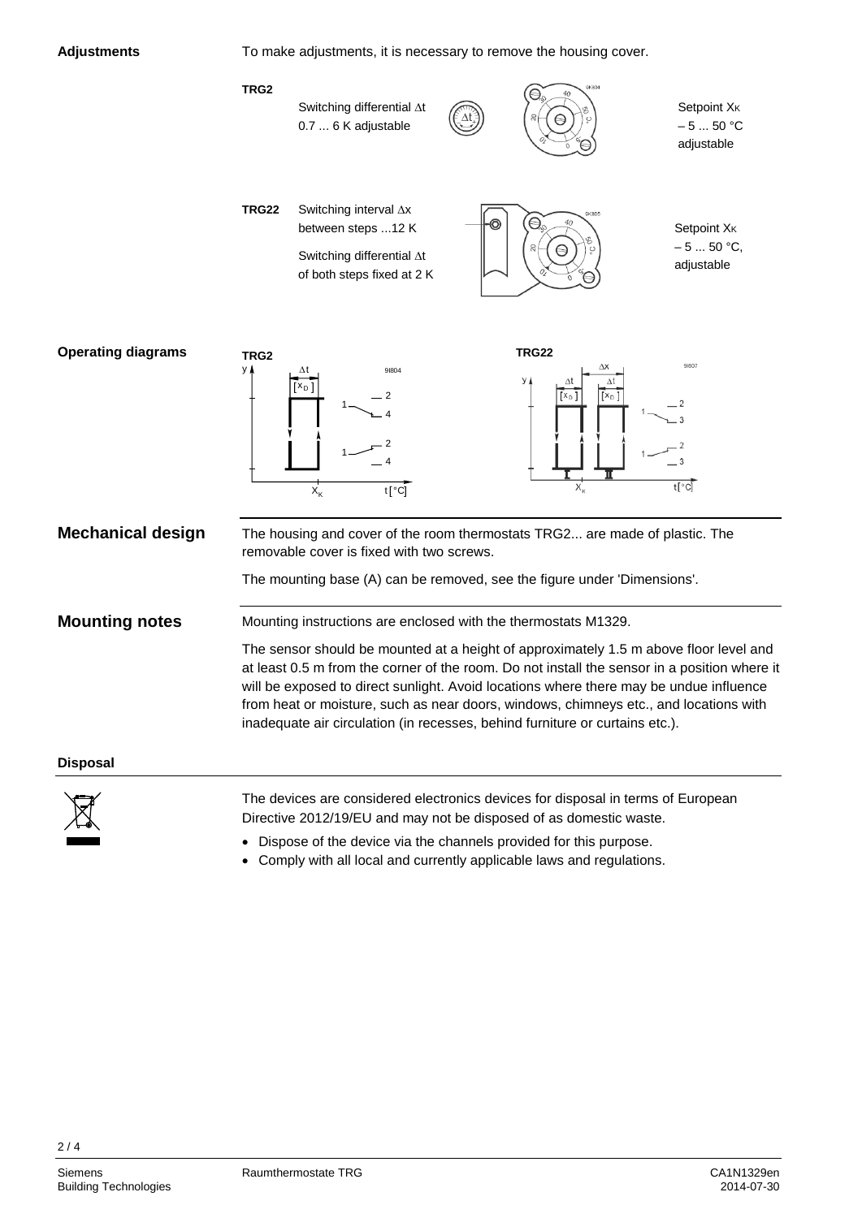**Adjustments**

To make adjustments, it is necessary to remove the housing cover.

**TRG2**

Switching differential Δt 0.7 ... 6 K adjustable

Setpoint $X_K$ – 5 ... 50 °C adjustable

**TRG22**

Switching interval Δx between steps ...12 K

Switching differential Δt of both steps fixed at 2 K

Setpoint $X_K$ – 5 ... 50 °C, adjustable

**Operating diagrams**

**TRG2**

**TRG22**

## Mechanical design

The housing and cover of the room thermostats TRG2... are made of plastic. The removable cover is fixed with two screws.

The mounting base (A) can be removed, see the figure under 'Dimensions'.

## Mounting notes

Mounting instructions are enclosed with the thermostats M1329.

The sensor should be mounted at a height of approximately 1.5 m above floor level and at least 0.5 m from the corner of the room. Do not install the sensor in a position where it will be exposed to direct sunlight. Avoid locations where there may be undue influence from heat or moisture, such as near doors, windows, chimneys etc., and locations with inadequate air circulation (in recesses, behind furniture or curtains etc.).

**Disposal**

The devices are considered electronics devices for disposal in terms of European Directive 2012/19/EU and may not be disposed of as domestic waste.

- Dispose of the device via the channels provided for this purpose.
- Comply with all local and currently applicable laws and regulations.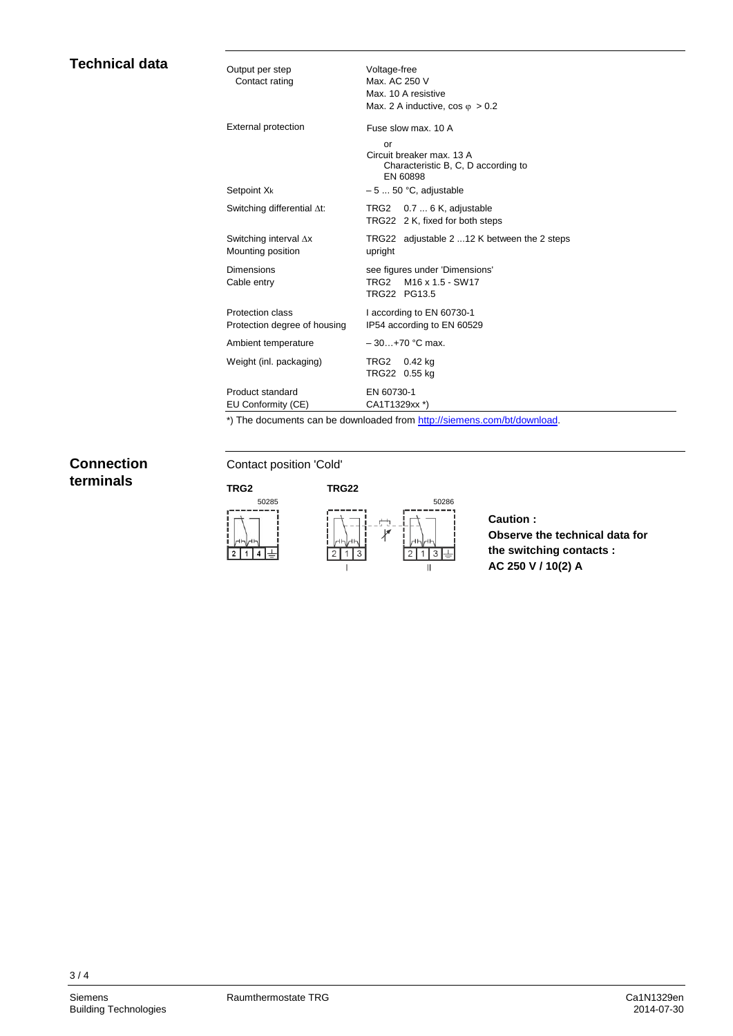## Technical data

| | |
|---|---|
| Output per step<br>Contact rating | Voltage-free<br>Max. AC 250 V<br>Max. 10 A resistive<br>Max. 2 A inductive, cos φ > 0.2 |
| External protection | Fuse slow max. 10 A<br>or<br>Circuit breaker max. 13 A<br>Characteristic B, C, D according to EN 60898 |
| Setpoint $X_k$ | – 5 ... 50 °C, adjustable |
| Switching differential Δt: | TRG2 0.7 ... 6 K, adjustable<br>TRG22 2 K, fixed for both steps |
| Switching interval Δx<br>Mounting position | TRG22 adjustable 2 ...12 K between the 2 steps<br>upright |
| Dimensions<br>Cable entry | see figures under 'Dimensions'<br>TRG2 M16 x 1.5 - SW17<br>TRG22 PG13.5 |
| Protection class<br>Protection degree of housing | I according to EN 60730-1<br>IP54 according to EN 60529 |
| Ambient temperature | – 30…+70 °C max. |
| Weight (inl. packaging) | TRG2 0.42 kg<br>TRG22 0.55 kg |
| Product standard<br>EU Conformity (CE) | EN 60730-1<br>CA1T1329xx *) |

*) The documents can be downloaded from http://siemens.com/bt/download.

## Connection terminals

Contact position 'Cold'

**TRG2** 50285

2 1 4 ⏚

**TRG22** 50286

2 1 3 (I) 2 1 3 ⏚ (II)

**Caution :**
**Observe the technical data for the switching contacts :**
**AC 250 V / 10(2) A**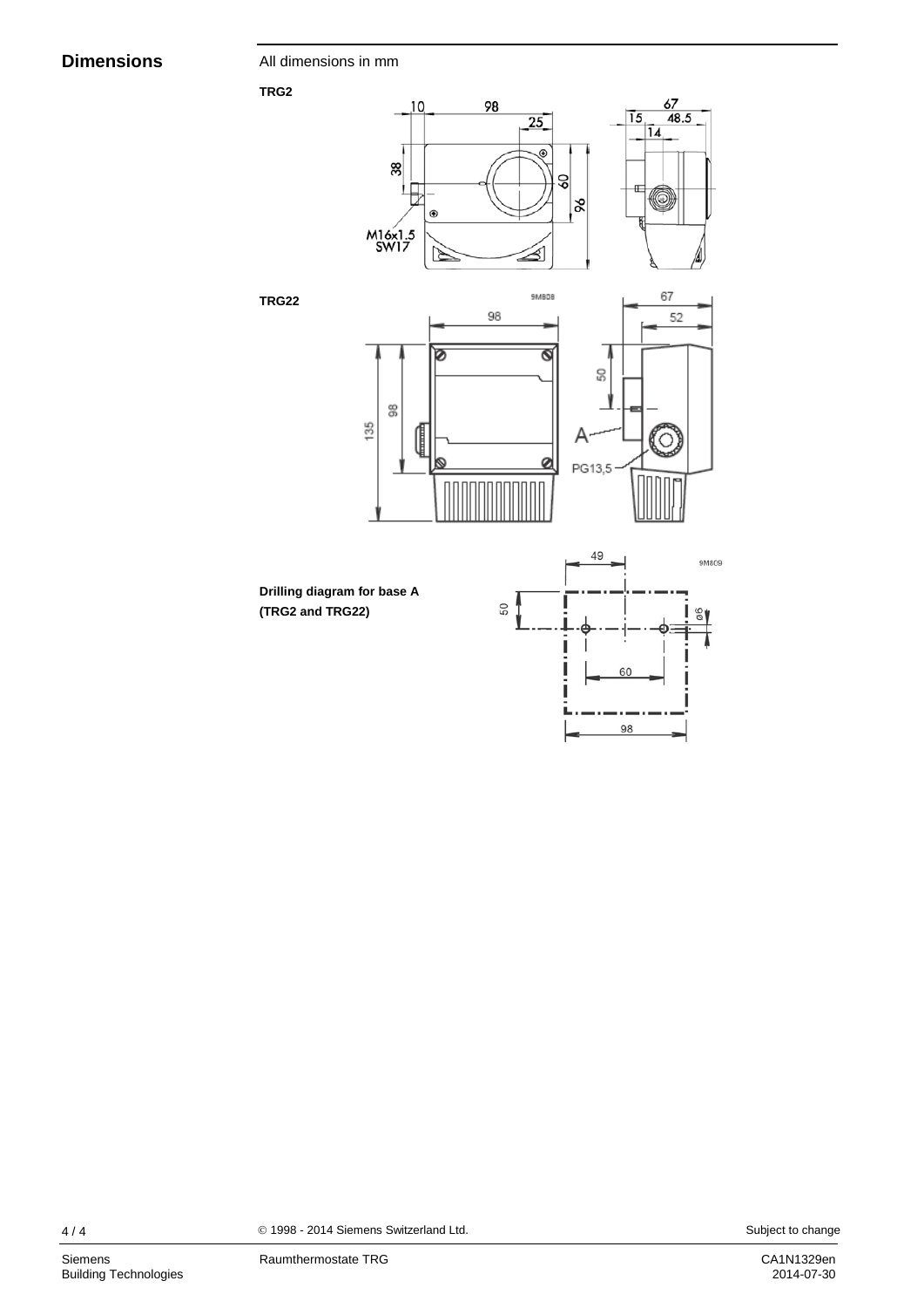## Dimensions

All dimensions in mm

**TRG2**

10
98
25
67
15
48.5
14
38
60
96
M16x1.5
SW17

**TRG22**

9M808
98
67
52
50
135
98
A
PG13,5

**Drilling diagram for base A (TRG2 and TRG22)**

49
9M809
50
ø6
60
98